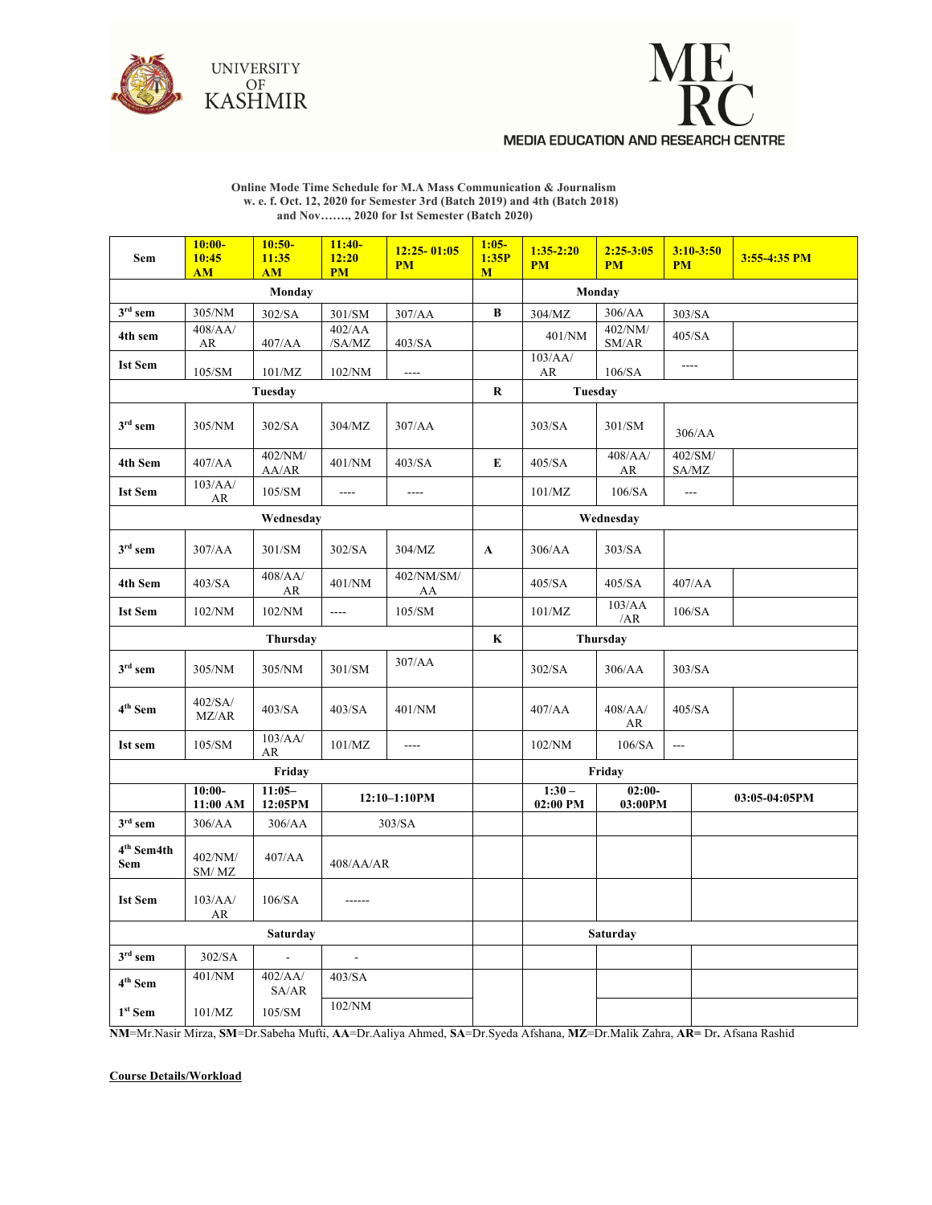UNIVERSITY OF KASHMIR

MERC
MEDIA EDUCATION AND RESEARCH CENTRE

**Online Mode Time Schedule for M.A Mass Communication & Journalism**
**w. e. f. Oct. 12, 2020 for Semester 3rd (Batch 2019) and 4th (Batch 2018)**
**and Nov……., 2020 for Ist Semester (Batch 2020)**

| Sem | 10:00-10:45 AM | 10:50-11:35 AM | 11:40-12:20 PM | 12:25- 01:05 PM | 1:05-1:35PM | 1:35-2:20 PM | 2:25-3:05 PM | 3:10-3:50 PM | 3:55-4:35 PM |
|---|---|---|---|---|---|---|---|---|---|
| **Monday** | | | | | | **Monday** | | | |
| 3rd sem | 305/NM | 302/SA | 301/SM | 307/AA | B | 304/MZ | 306/AA | 303/SA | |
| 4th sem | 408/AA/AR | 407/AA | 402/AA/SA/MZ | 403/SA | | 401/NM | 402/NM/SM/AR | 405/SA | |
| Ist Sem | 105/SM | 101/MZ | 102/NM | ---- | | 103/AA/AR | 106/SA | ---- | |
| **Tuesday** | | | | | R | **Tuesday** | | | |
| 3rd sem | 305/NM | 302/SA | 304/MZ | 307/AA | | 303/SA | 301/SM | 306/AA | |
| 4th Sem | 407/AA | 402/NM/AA/AR | 401/NM | 403/SA | E | 405/SA | 408/AA/AR | 402/SM/SA/MZ | |
| Ist Sem | 103/AA/AR | 105/SM | ---- | ---- | | 101/MZ | 106/SA | --- | |
| **Wednesday** | | | | | | **Wednesday** | | | |
| 3rd sem | 307/AA | 301/SM | 302/SA | 304/MZ | A | 306/AA | 303/SA | | |
| 4th Sem | 403/SA | 408/AA/AR | 401/NM | 402/NM/SM/AA | | 405/SA | 405/SA | 407/AA | |
| Ist Sem | 102/NM | 102/NM | ---- | 105/SM | | 101/MZ | 103/AA/AR | 106/SA | |
| **Thursday** | | | | | K | **Thursday** | | | |
| 3rd sem | 305/NM | 305/NM | 301/SM | 307/AA | | 302/SA | 306/AA | 303/SA | |
| 4th Sem | 402/SA/MZ/AR | 403/SA | 403/SA | 401/NM | | 407/AA | 408/AA/AR | 405/SA | |
| Ist sem | 105/SM | 103/AA/AR | 101/MZ | ---- | | 102/NM | 106/SA | --- | |
| **Friday** | | | | | | **Friday** | | | |
| | 10:00-11:00 AM | 11:05–12:05PM | 12:10–1:10PM | | | 1:30 – 02:00 PM | 02:00-03:00PM | | 03:05-04:05PM |
| 3rd sem | 306/AA | 306/AA | 303/SA | | | | | | |
| 4th Sem4th Sem | 402/NM/SM/ MZ | 407/AA | 408/AA/AR | | | | | | |
| Ist Sem | 103/AA/AR | 106/SA | ------ | | | | | | |
| **Saturday** | | | | | | **Saturday** | | | |
| 3rd sem | 302/SA | - | - | | | | | | |
| 4th Sem | 401/NM | 402/AA/SA/AR | 403/SA | | | | | | |
| 1st Sem | 101/MZ | 105/SM | 102/NM | | | | | | |

**NM**=Mr.Nasir Mirza, **SM**=Dr.Sabeha Mufti, **AA**=Dr.Aaliya Ahmed, **SA**=Dr.Syeda Afshana, **MZ**=Dr.Malik Zahra, **AR=** Dr**.** Afsana Rashid

**Course Details/Workload**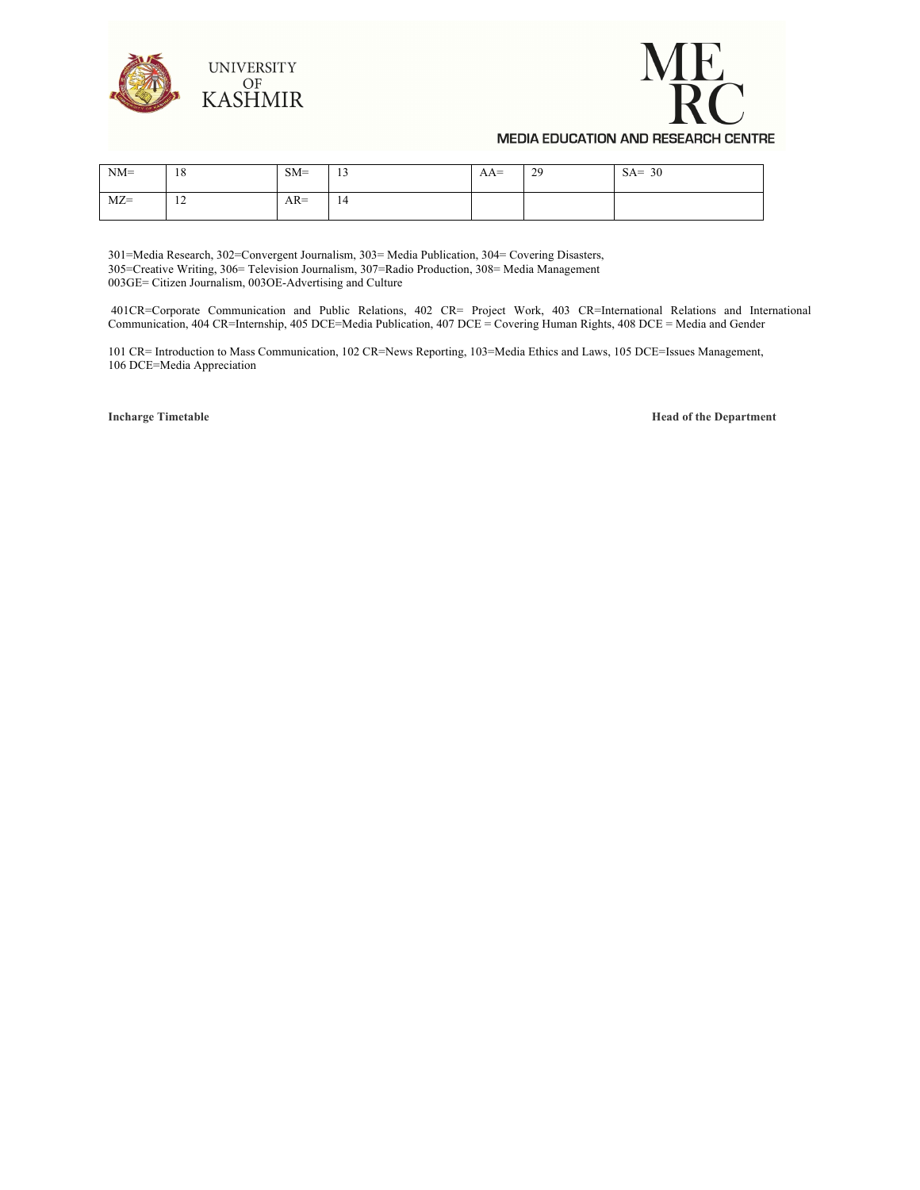| | | | | | | |
|---|---|---|---|---|---|---|
| NM= | 18 | SM= | 13 | AA= | 29 | SA= 30 |
| MZ= | 12 | AR= | 14 | | | |

301=Media Research, 302=Convergent Journalism, 303= Media Publication, 304= Covering Disasters, 305=Creative Writing, 306= Television Journalism, 307=Radio Production, 308= Media Management
003GE= Citizen Journalism, 003OE-Advertising and Culture

401CR=Corporate Communication and Public Relations, 402 CR= Project Work, 403 CR=International Relations and International Communication, 404 CR=Internship, 405 DCE=Media Publication, 407 DCE = Covering Human Rights, 408 DCE = Media and Gender

101 CR= Introduction to Mass Communication, 102 CR=News Reporting, 103=Media Ethics and Laws, 105 DCE=Issues Management, 106 DCE=Media Appreciation

**Incharge Timetable** **Head of the Department**